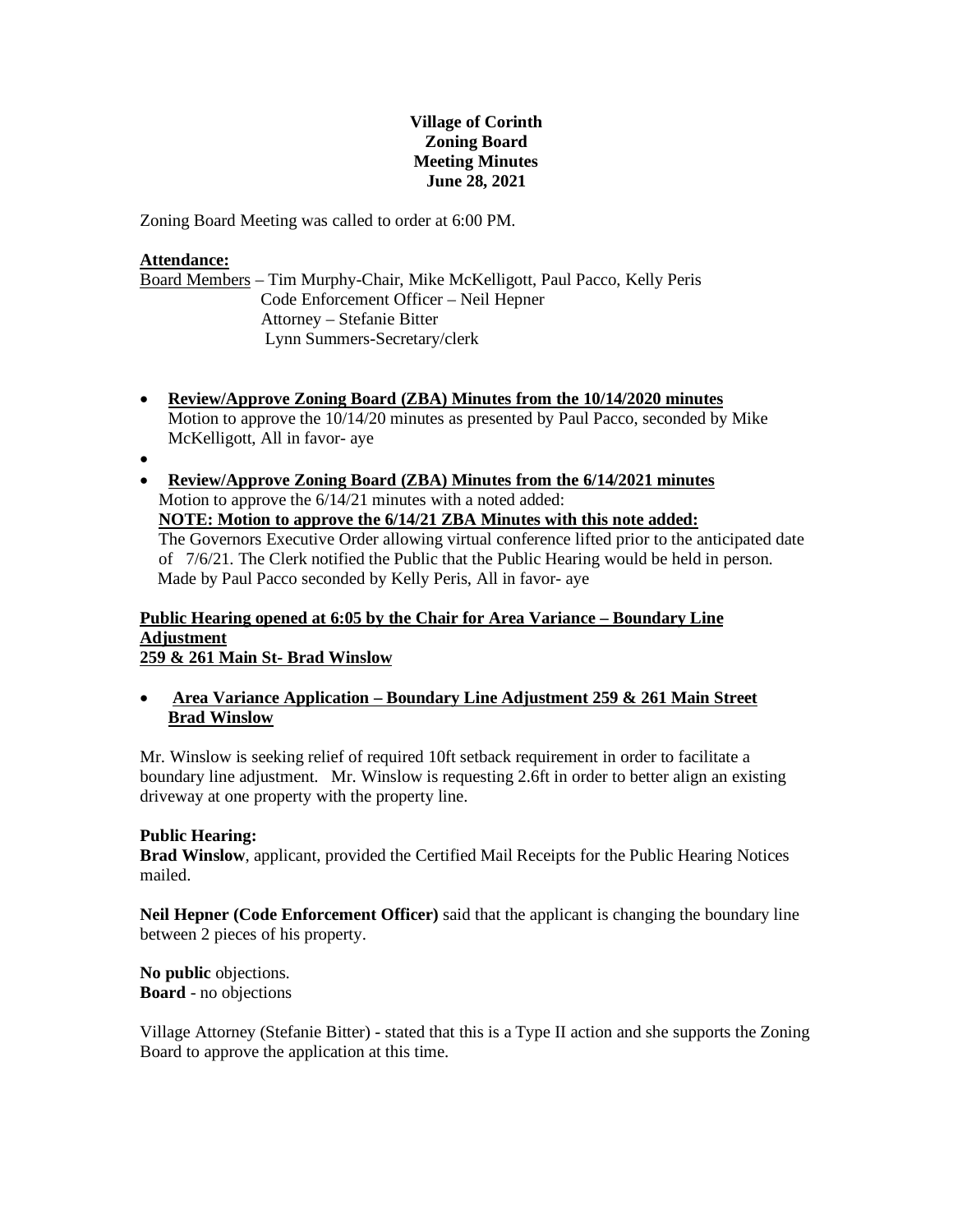**Village of Corinth**
**Zoning Board**
**Meeting Minutes**
**June 28, 2021**

Zoning Board Meeting was called to order at 6:00 PM.

**Attendance:**

Board Members – Tim Murphy-Chair, Mike McKelligott, Paul Pacco, Kelly Peris
Code Enforcement Officer – Neil Hepner
Attorney – Stefanie Bitter
Lynn Summers-Secretary/clerk

- **Review/Approve Zoning Board (ZBA) Minutes from the 10/14/2020 minutes**
  Motion to approve the 10/14/20 minutes as presented by Paul Pacco, seconded by Mike McKelligott, All in favor- aye
-
- **Review/Approve Zoning Board (ZBA) Minutes from the 6/14/2021 minutes**
  Motion to approve the 6/14/21 minutes with a noted added:
  **NOTE: Motion to approve the 6/14/21 ZBA Minutes with this note added:**
  The Governors Executive Order allowing virtual conference lifted prior to the anticipated date of 7/6/21. The Clerk notified the Public that the Public Hearing would be held in person.
  Made by Paul Pacco seconded by Kelly Peris, All in favor- aye

**Public Hearing opened at 6:05 by the Chair for Area Variance – Boundary Line Adjustment**
**259 & 261 Main St- Brad Winslow**

- **Area Variance Application – Boundary Line Adjustment 259 & 261 Main Street Brad Winslow**

Mr. Winslow is seeking relief of required 10ft setback requirement in order to facilitate a boundary line adjustment. Mr. Winslow is requesting 2.6ft in order to better align an existing driveway at one property with the property line.

**Public Hearing:**

**Brad Winslow**, applicant, provided the Certified Mail Receipts for the Public Hearing Notices mailed.

**Neil Hepner (Code Enforcement Officer)** said that the applicant is changing the boundary line between 2 pieces of his property.

**No public** objections.
**Board** - no objections

Village Attorney (Stefanie Bitter) - stated that this is a Type II action and she supports the Zoning Board to approve the application at this time.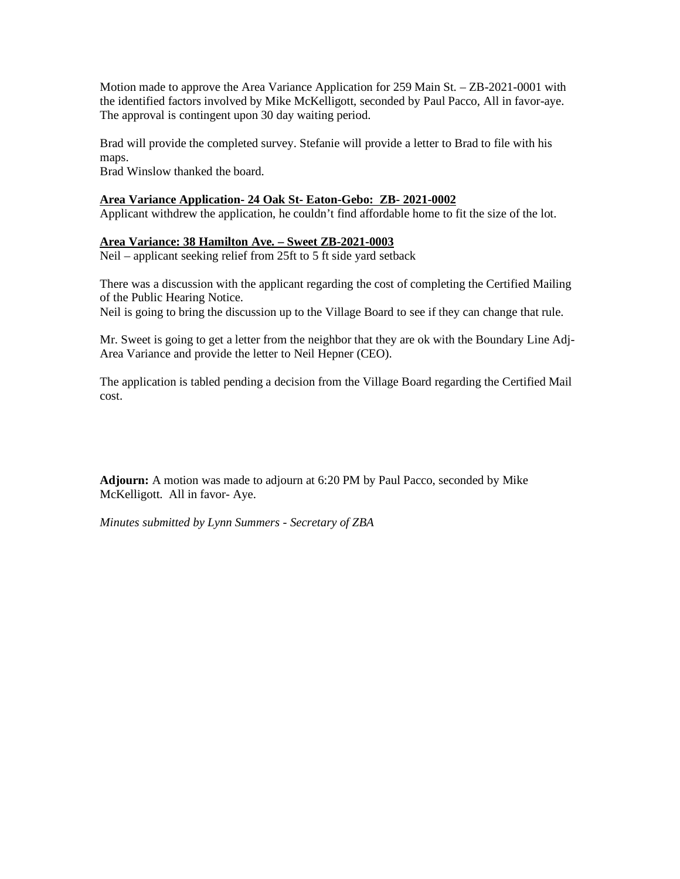Motion made to approve the Area Variance Application for 259 Main St. – ZB-2021-0001 with the identified factors involved by Mike McKelligott, seconded by Paul Pacco, All in favor-aye. The approval is contingent upon 30 day waiting period.

Brad will provide the completed survey. Stefanie will provide a letter to Brad to file with his maps.
Brad Winslow thanked the board.

**Area Variance Application- 24 Oak St- Eaton-Gebo: ZB- 2021-0002**
Applicant withdrew the application, he couldn't find affordable home to fit the size of the lot.

**Area Variance: 38 Hamilton Ave. – Sweet ZB-2021-0003**
Neil – applicant seeking relief from 25ft to 5 ft side yard setback

There was a discussion with the applicant regarding the cost of completing the Certified Mailing of the Public Hearing Notice.
Neil is going to bring the discussion up to the Village Board to see if they can change that rule.

Mr. Sweet is going to get a letter from the neighbor that they are ok with the Boundary Line Adj- Area Variance and provide the letter to Neil Hepner (CEO).

The application is tabled pending a decision from the Village Board regarding the Certified Mail cost.

**Adjourn:** A motion was made to adjourn at 6:20 PM by Paul Pacco, seconded by Mike McKelligott. All in favor- Aye.

*Minutes submitted by Lynn Summers - Secretary of ZBA*